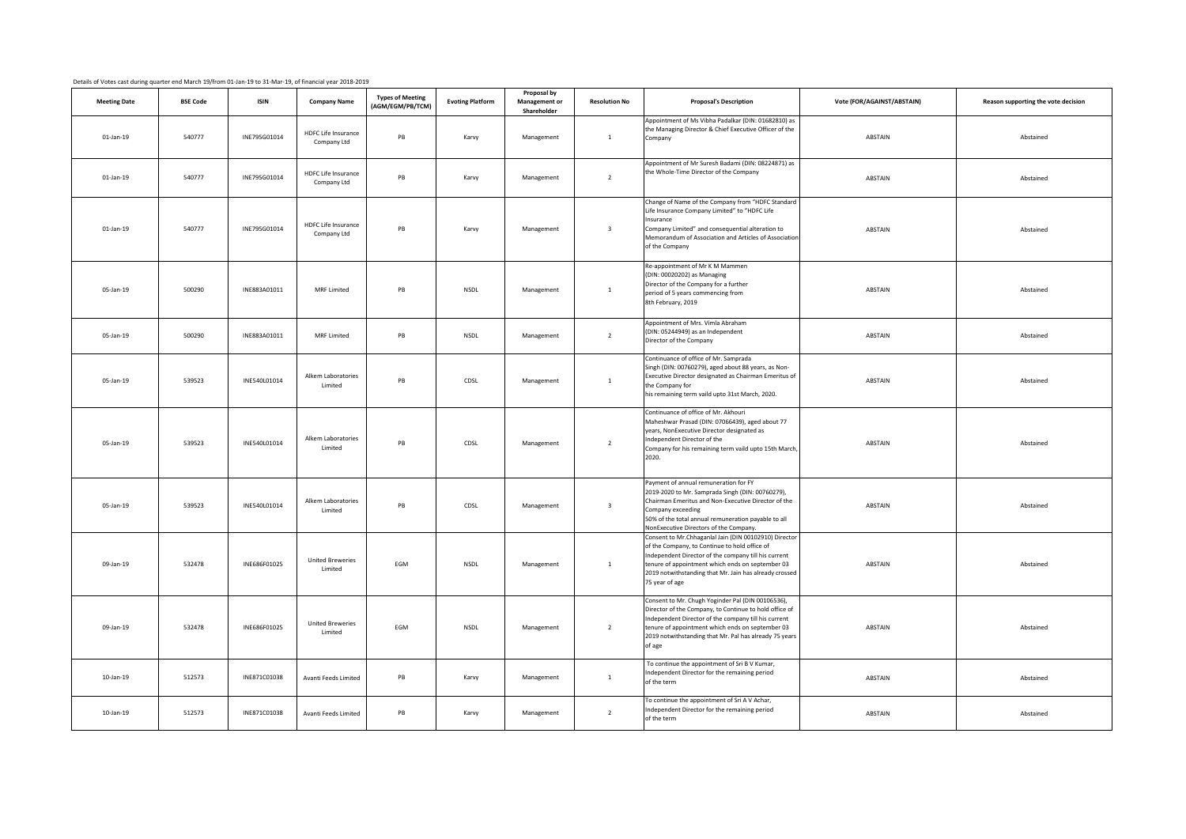Details of Votes cast during quarter end March 19/from 01-Jan-19 to 31-Mar-19, of financial year 2018-2019

| Meeting Date | BSE Code | ISIN | Company Name | Types of Meeting (AGM/EGM/PB/TCM) | Evoting Platform | Proposal by Management or Shareholder | Resolution No | Proposal's Description | Vote (FOR/AGAINST/ABSTAIN) | Reason supporting the vote decision |
| --- | --- | --- | --- | --- | --- | --- | --- | --- | --- | --- |
| 01-Jan-19 | 540777 | INE795G01014 | HDFC Life Insurance Company Ltd | PB | Karvy | Management | 1 | Appointment of Ms Vibha Padalkar (DIN: 01682810) as the Managing Director & Chief Executive Officer of the Company | ABSTAIN | Abstained |
| 01-Jan-19 | 540777 | INE795G01014 | HDFC Life Insurance Company Ltd | PB | Karvy | Management | 2 | Appointment of Mr Suresh Badami (DIN: 08224871) as the Whole-Time Director of the Company | ABSTAIN | Abstained |
| 01-Jan-19 | 540777 | INE795G01014 | HDFC Life Insurance Company Ltd | PB | Karvy | Management | 3 | Change of Name of the Company from "HDFC Standard Life Insurance Company Limited" to "HDFC Life Insurance Company Limited" and consequential alteration to Memorandum of Association and Articles of Association of the Company | ABSTAIN | Abstained |
| 05-Jan-19 | 500290 | INE883A01011 | MRF Limited | PB | NSDL | Management | 1 | Re-appointment of Mr K M Mammen (DIN: 00020202) as Managing Director of the Company for a further period of 5 years commencing from 8th February, 2019 | ABSTAIN | Abstained |
| 05-Jan-19 | 500290 | INE883A01011 | MRF Limited | PB | NSDL | Management | 2 | Appointment of Mrs. Vimla Abraham (DIN: 05244949) as an Independent Director of the Company | ABSTAIN | Abstained |
| 05-Jan-19 | 539523 | INE540L01014 | Alkem Laboratories Limited | PB | CDSL | Management | 1 | Continuance of office of Mr. Samprada Singh (DIN: 00760279), aged about 88 years, as Non-Executive Director designated as Chairman Emeritus of the Company for his remaining term vaild upto 31st March, 2020. | ABSTAIN | Abstained |
| 05-Jan-19 | 539523 | INE540L01014 | Alkem Laboratories Limited | PB | CDSL | Management | 2 | Continuance of office of Mr. Akhouri Maheshwar Prasad (DIN: 07066439), aged about 77 years, NonExecutive Director designated as Independent Director of the Company for his remaining term vaild upto 15th March, 2020. | ABSTAIN | Abstained |
| 05-Jan-19 | 539523 | INE540L01014 | Alkem Laboratories Limited | PB | CDSL | Management | 3 | Payment of annual remuneration for FY 2019-2020 to Mr. Samprada Singh (DIN: 00760279), Chairman Emeritus and Non-Executive Director of the Company exceeding 50% of the total annual remuneration payable to all NonExecutive Directors of the Company. | ABSTAIN | Abstained |
| 09-Jan-19 | 532478 | INE686F01025 | United Breweries Limited | EGM | NSDL | Management | 1 | Consent to Mr.Chhaganlal Jain (DIN 00102910) Director of the Company, to Continue to hold office of Independent Director of the company till his current tenure of appointment which ends on september 03 2019 notwithstanding that Mr. Jain has already crossed 75 year of age | ABSTAIN | Abstained |
| 09-Jan-19 | 532478 | INE686F01025 | United Breweries Limited | EGM | NSDL | Management | 2 | Consent to Mr. Chugh Yoginder Pal (DIN 00106536), Director of the Company, to Continue to hold office of Independent Director of the company till his current tenure of appointment which ends on september 03 2019 notwithstanding that Mr. Pal has already 75 years of age | ABSTAIN | Abstained |
| 10-Jan-19 | 512573 | INE871C01038 | Avanti Feeds Limited | PB | Karvy | Management | 1 | To continue the appointment of Sri B V Kumar, Independent Director for the remaining period of the term | ABSTAIN | Abstained |
| 10-Jan-19 | 512573 | INE871C01038 | Avanti Feeds Limited | PB | Karvy | Management | 2 | To continue the appointment of Sri A V Achar, Independent Director for the remaining period of the term | ABSTAIN | Abstained |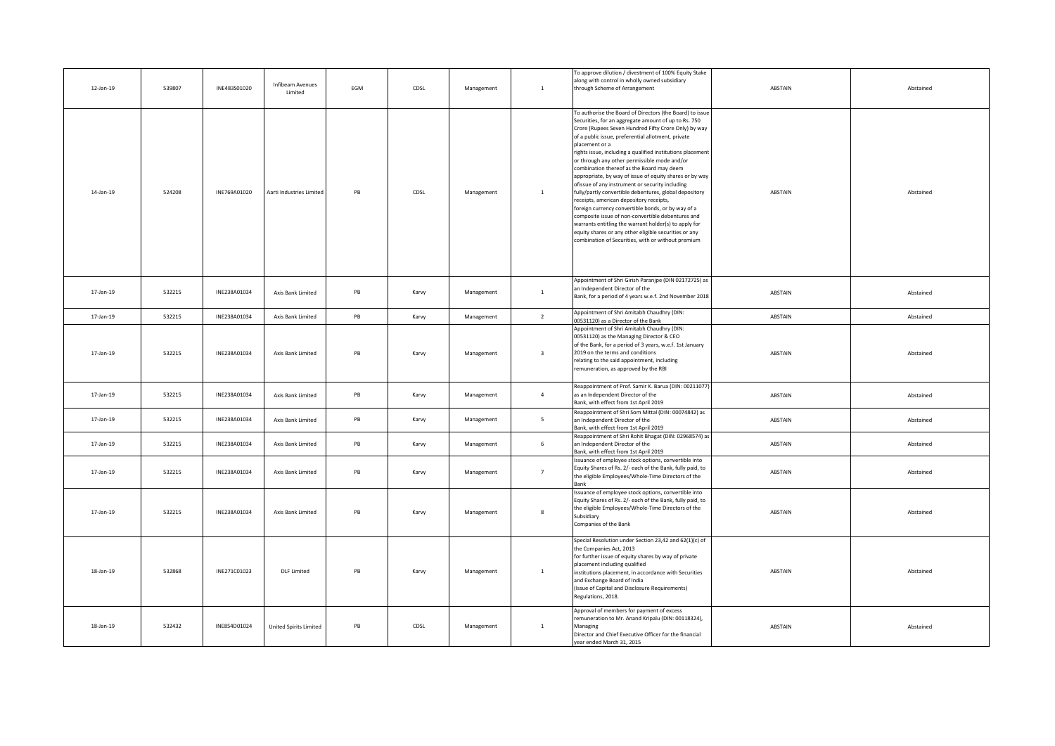| 12-Jan-19 | 539807 | INE483S01020 | Infibeam Avenues Limited | EGM | CDSL | Management | 1 | To approve dilution / divestment of 100% Equity Stake along with control in wholly owned subsidiary through Scheme of Arrangement | ABSTAIN | Abstained |
|---|---|---|---|---|---|---|---|---|---|---|
| 14-Jan-19 | 524208 | INE769A01020 | Aarti Industries Limited | PB | CDSL | Management | 1 | To authorise the Board of Directors (the Board) to issue Securities, for an aggregate amount of up to Rs. 750 Crore (Rupees Seven Hundred Fifty Crore Only) by way of a public issue, preferential allotment, private placement or a rights issue, including a qualified institutions placement or through any other permissible mode and/or combination thereof as the Board may deem appropriate, by way of issue of equity shares or by way ofissue of any instrument or security including fully/partly convertible debentures, global depository receipts, american depository receipts, foreign currency convertible bonds, or by way of a composite issue of non-convertible debentures and warrants entitling the warrant holder(s) to apply for equity shares or any other eligible securities or any combination of Securities, with or without premium | ABSTAIN | Abstained |
| 17-Jan-19 | 532215 | INE238A01034 | Axis Bank Limited | PB | Karvy | Management | 1 | Appointment of Shri Girish Paranjpe (DIN 02172725) as an Independent Director of the Bank, for a period of 4 years w.e.f. 2nd November 2018 | ABSTAIN | Abstained |
| 17-Jan-19 | 532215 | INE238A01034 | Axis Bank Limited | PB | Karvy | Management | 2 | Appointment of Shri Amitabh Chaudhry (DIN: 00531120) as a Director of the Bank | ABSTAIN | Abstained |
| 17-Jan-19 | 532215 | INE238A01034 | Axis Bank Limited | PB | Karvy | Management | 3 | Appointment of Shri Amitabh Chaudhry (DIN: 00531120) as the Managing Director & CEO of the Bank, for a period of 3 years, w.e.f. 1st January 2019 on the terms and conditions relating to the said appointment, including remuneration, as approved by the RBI | ABSTAIN | Abstained |
| 17-Jan-19 | 532215 | INE238A01034 | Axis Bank Limited | PB | Karvy | Management | 4 | Reappointment of Prof. Samir K. Barua (DIN: 00211077) as an Independent Director of the Bank, with effect from 1st April 2019 | ABSTAIN | Abstained |
| 17-Jan-19 | 532215 | INE238A01034 | Axis Bank Limited | PB | Karvy | Management | 5 | Reappointment of Shri Som Mittal (DIN: 00074842) as an Independent Director of the Bank, with effect from 1st April 2019 | ABSTAIN | Abstained |
| 17-Jan-19 | 532215 | INE238A01034 | Axis Bank Limited | PB | Karvy | Management | 6 | Reappointment of Shri Rohit Bhagat (DIN: 02968574) as an Independent Director of the Bank, with effect from 1st April 2019 | ABSTAIN | Abstained |
| 17-Jan-19 | 532215 | INE238A01034 | Axis Bank Limited | PB | Karvy | Management | 7 | Issuance of employee stock options, convertible into Equity Shares of Rs. 2/- each of the Bank, fully paid, to the eligible Employees/Whole-Time Directors of the Bank | ABSTAIN | Abstained |
| 17-Jan-19 | 532215 | INE238A01034 | Axis Bank Limited | PB | Karvy | Management | 8 | Issuance of employee stock options, convertible into Equity Shares of Rs. 2/- each of the Bank, fully paid, to the eligible Employees/Whole-Time Directors of the Subsidiary Companies of the Bank | ABSTAIN | Abstained |
| 18-Jan-19 | 532868 | INE271C01023 | DLF Limited | PB | Karvy | Management | 1 | Special Resolution under Section 23,42 and 62(1)(c) of the Companies Act, 2013 for further issue of equity shares by way of private placement including qualified institutions placement, in accordance with Securities and Exchange Board of India (Issue of Capital and Disclosure Requirements) Regulations, 2018. | ABSTAIN | Abstained |
| 18-Jan-19 | 532432 | INE854D01024 | United Spirits Limited | PB | CDSL | Management | 1 | Approval of members for payment of excess remuneration to Mr. Anand Kripalu (DIN: 00118324), Managing Director and Chief Executive Officer for the financial year ended March 31, 2015 | ABSTAIN | Abstained |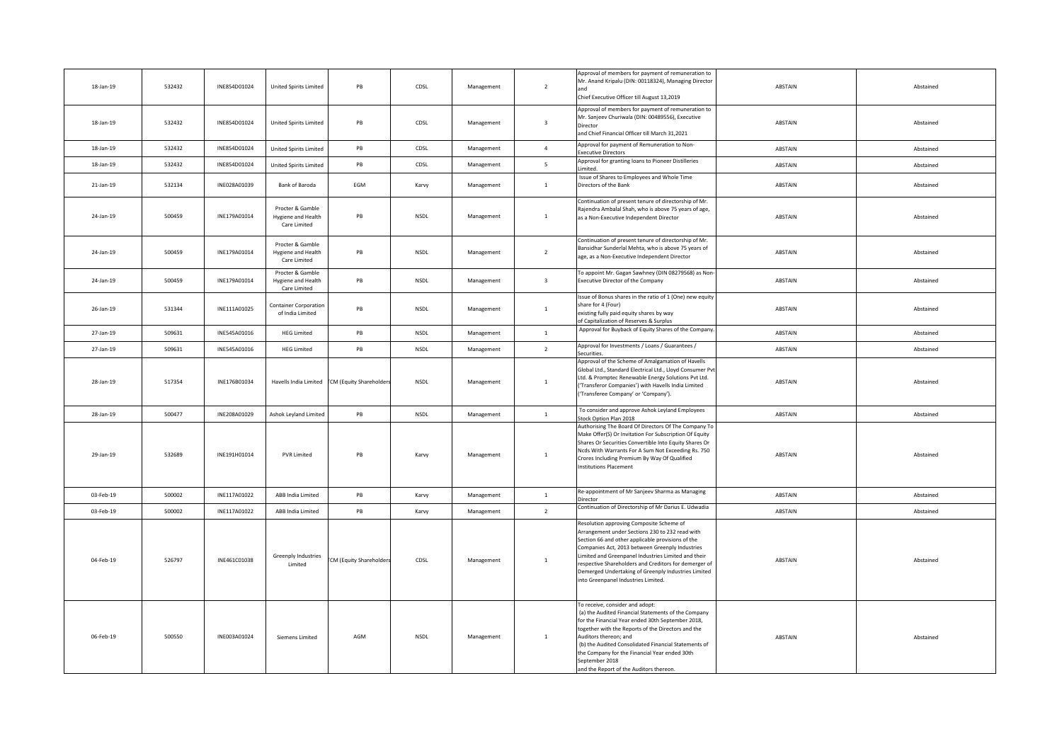| 18-Jan-19 | 532432 | INE854D01024 | United Spirits Limited | PB | CDSL | Management | 2 | Approval of members for payment of remuneration to Mr. Anand Kripalu (DIN: 00118324), Managing Director and Chief Executive Officer till August 13,2019 | ABSTAIN | Abstained |
|---|---|---|---|---|---|---|---|---|---|---|
| 18-Jan-19 | 532432 | INE854D01024 | United Spirits Limited | PB | CDSL | Management | 3 | Approval of members for payment of remuneration to Mr. Sanjeev Churiwala (DIN: 00489556), Executive Director and Chief Financial Officer till March 31,2021 | ABSTAIN | Abstained |
| 18-Jan-19 | 532432 | INE854D01024 | United Spirits Limited | PB | CDSL | Management | 4 | Approval for payment of Remuneration to Non-Executive Directors | ABSTAIN | Abstained |
| 18-Jan-19 | 532432 | INE854D01024 | United Spirits Limited | PB | CDSL | Management | 5 | Approval for granting loans to Pioneer Distilleries Limited. | ABSTAIN | Abstained |
| 21-Jan-19 | 532134 | INE028A01039 | Bank of Baroda | EGM | Karvy | Management | 1 | Issue of Shares to Employees and Whole Time Directors of the Bank | ABSTAIN | Abstained |
| 24-Jan-19 | 500459 | INE179A01014 | Procter & Gamble Hygiene and Health Care Limited | PB | NSDL | Management | 1 | Continuation of present tenure of directorship of Mr. Rajendra Ambalal Shah, who is above 75 years of age, as a Non-Executive Independent Director | ABSTAIN | Abstained |
| 24-Jan-19 | 500459 | INE179A01014 | Procter & Gamble Hygiene and Health Care Limited | PB | NSDL | Management | 2 | Continuation of present tenure of directorship of Mr. Bansidhar Sunderlal Mehta, who is above 75 years of age, as a Non-Executive Independent Director | ABSTAIN | Abstained |
| 24-Jan-19 | 500459 | INE179A01014 | Procter & Gamble Hygiene and Health Care Limited | PB | NSDL | Management | 3 | To appoint Mr. Gagan Sawhney (DIN 08279568) as Non-Executive Director of the Company | ABSTAIN | Abstained |
| 26-Jan-19 | 531344 | INE111A01025 | Container Corporation of India Limited | PB | NSDL | Management | 1 | Issue of Bonus shares in the ratio of 1 (One) new equity share for 4 (Four) existing fully paid equity shares by way of Capitalization of Reserves & Surplus | ABSTAIN | Abstained |
| 27-Jan-19 | 509631 | INE545A01016 | HEG Limited | PB | NSDL | Management | 1 | Approval for Buyback of Equity Shares of the Company. | ABSTAIN | Abstained |
| 27-Jan-19 | 509631 | INE545A01016 | HEG Limited | PB | NSDL | Management | 2 | Approval for Investments / Loans / Guarantees / Securities. | ABSTAIN | Abstained |
| 28-Jan-19 | 517354 | INE176B01034 | Havells India Limited | TCM (Equity Shareholders | NSDL | Management | 1 | Approval of the Scheme of Amalgamation of Havells Global Ltd., Standard Electrical Ltd., Lloyd Consumer Pvt Ltd. & Promptec Renewable Energy Solutions Pvt Ltd. ('Transferor Companies') with Havells India Limited ('Transferee Company' or 'Company'). | ABSTAIN | Abstained |
| 28-Jan-19 | 500477 | INE208A01029 | Ashok Leyland Limited | PB | NSDL | Management | 1 | To consider and approve Ashok Leyland Employees Stock Option Plan 2018 | ABSTAIN | Abstained |
| 29-Jan-19 | 532689 | INE191H01014 | PVR Limited | PB | Karvy | Management | 1 | Authorising The Board Of Directors Of The Company To Make Offer(S) Or Invitation For Subscription Of Equity Shares Or Securities Convertible Into Equity Shares Or Ncds With Warrants For A Sum Not Exceeding Rs. 750 Crores Including Premium By Way Of Qualified Institutions Placement | ABSTAIN | Abstained |
| 03-Feb-19 | 500002 | INE117A01022 | ABB India Limited | PB | Karvy | Management | 1 | Re-appointment of Mr Sanjeev Sharma as Managing Director | ABSTAIN | Abstained |
| 03-Feb-19 | 500002 | INE117A01022 | ABB India Limited | PB | Karvy | Management | 2 | Continuation of Directorship of Mr Darius E. Udwadia | ABSTAIN | Abstained |
| 04-Feb-19 | 526797 | INE461C01038 | Greenply Industries Limited | TCM (Equity Shareholders | CDSL | Management | 1 | Resolution approving Composite Scheme of Arrangement under Sections 230 to 232 read with Section 66 and other applicable provisions of the Companies Act, 2013 between Greenply Industries Limited and Greenpanel Industries Limited and their respective Shareholders and Creditors for demerger of Demerged Undertaking of Greenply Industries Limited into Greenpanel Industries Limited. | ABSTAIN | Abstained |
| 06-Feb-19 | 500550 | INE003A01024 | Siemens Limited | AGM | NSDL | Management | 1 | To receive, consider and adopt: (a) the Audited Financial Statements of the Company for the Financial Year ended 30th September 2018, together with the Reports of the Directors and the Auditors thereon; and (b) the Audited Consolidated Financial Statements of the Company for the Financial Year ended 30th September 2018 and the Report of the Auditors thereon. | ABSTAIN | Abstained |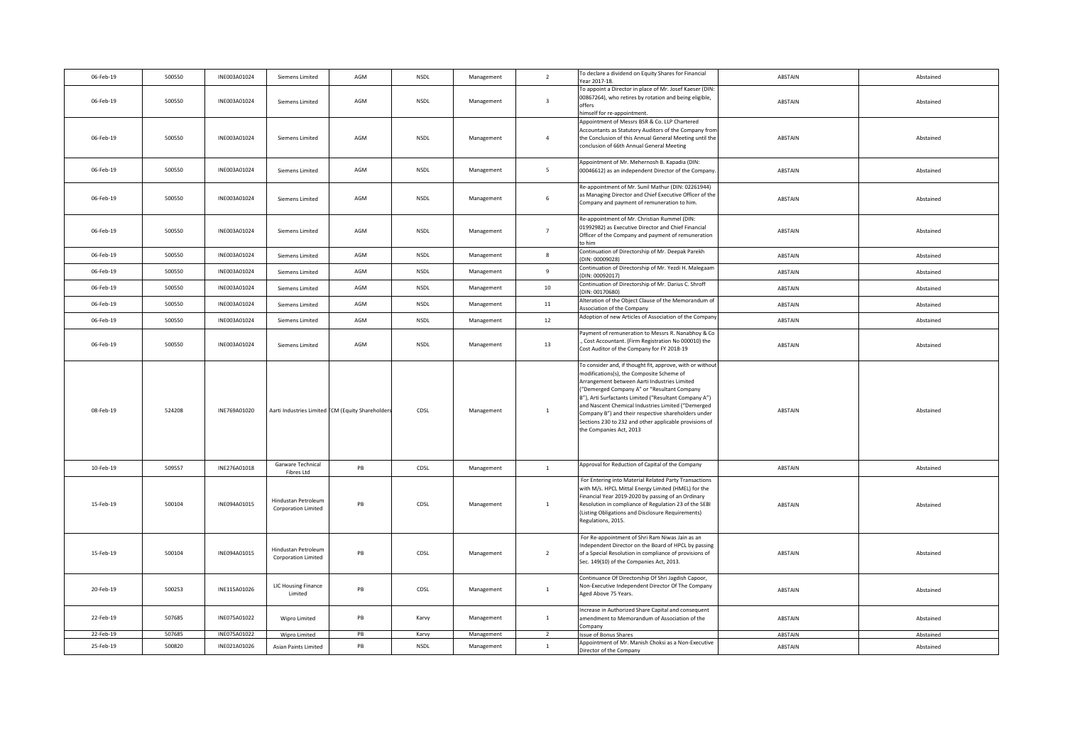| | | | | | | | | | | |
|---|---|---|---|---|---|---|---|---|---|---|
| 06-Feb-19 | 500550 | INE003A01024 | Siemens Limited | AGM | NSDL | Management | 2 | To declare a dividend on Equity Shares for Financial Year 2017-18. | ABSTAIN | Abstained |
| 06-Feb-19 | 500550 | INE003A01024 | Siemens Limited | AGM | NSDL | Management | 3 | To appoint a Director in place of Mr. Josef Kaeser (DIN: 0086264), who retires by rotation and being eligible, offers himself for re-appointment. | ABSTAIN | Abstained |
| 06-Feb-19 | 500550 | INE003A01024 | Siemens Limited | AGM | NSDL | Management | 4 | Appointment of Messrs BSR & Co. LLP Chartered Accountants as Statutory Auditors of the Company from the Conclusion of this Annual General Meeting until the conclusion of 66th Annual General Meeting | ABSTAIN | Abstained |
| 06-Feb-19 | 500550 | INE003A01024 | Siemens Limited | AGM | NSDL | Management | 5 | Appointment of Mr. Mehernosh B. Kapadia (DIN: 00046612) as an independent Director of the Company. | ABSTAIN | Abstained |
| 06-Feb-19 | 500550 | INE003A01024 | Siemens Limited | AGM | NSDL | Management | 6 | Re-appointment of Mr. Sunil Mathur (DIN: 02261944) as Managing Director and Chief Executive Officer of the Company and payment of remuneration to him. | ABSTAIN | Abstained |
| 06-Feb-19 | 500550 | INE003A01024 | Siemens Limited | AGM | NSDL | Management | 7 | Re-appointment of Mr. Christian Rummel (DIN: 01992982) as Executive Director and Chief Financial Officer of the Company and payment of remuneration to him | ABSTAIN | Abstained |
| 06-Feb-19 | 500550 | INE003A01024 | Siemens Limited | AGM | NSDL | Management | 8 | Continuation of Directorship of Mr. Deepak Parekh (DIN: 00009028) | ABSTAIN | Abstained |
| 06-Feb-19 | 500550 | INE003A01024 | Siemens Limited | AGM | NSDL | Management | 9 | Continuation of Directorship of Mr. Yezdi H. Malegaam (DIN: 00092017) | ABSTAIN | Abstained |
| 06-Feb-19 | 500550 | INE003A01024 | Siemens Limited | AGM | NSDL | Management | 10 | Continuation of Directorship of Mr. Darius C. Shroff (DIN: 00170680) | ABSTAIN | Abstained |
| 06-Feb-19 | 500550 | INE003A01024 | Siemens Limited | AGM | NSDL | Management | 11 | Alteration of the Object Clause of the Memorandum of Association of the Company | ABSTAIN | Abstained |
| 06-Feb-19 | 500550 | INE003A01024 | Siemens Limited | AGM | NSDL | Management | 12 | Adoption of new Articles of Association of the Company | ABSTAIN | Abstained |
| 06-Feb-19 | 500550 | INE003A01024 | Siemens Limited | AGM | NSDL | Management | 13 | Payment of remuneration to Messrs R. Nanabhoy & Co , Cost Accountant. (Firm Registration No 000010) the Cost Auditor of the Company for FY 2018-19 | ABSTAIN | Abstained |
| 08-Feb-19 | 524208 | INE769A01020 | Aarti Industries Limited | TCM (Equity Shareholders | CDSL | Management | 1 | To consider and, if thought fit, approve, with or without modifications(s), the Composite Scheme of Arrangement between Aarti Industries Limited ("Demerged Company A" or "Resultant Company B"), Arti Surfactants Limited ("Resultant Company A") and Nascent Chemical Industries Limited ("Demerged Company B") and their respective shareholders under Sections 230 to 232 and other applicable provisions of the Companies Act, 2013 | ABSTAIN | Abstained |
| 10-Feb-19 | 509557 | INE276A01018 | Garware Technical Fibres Ltd | PB | CDSL | Management | 1 | Approval for Reduction of Capital of the Company | ABSTAIN | Abstained |
| 15-Feb-19 | 500104 | INE094A01015 | Hindustan Petroleum Corporation Limited | PB | CDSL | Management | 1 | For Entering into Material Related Party Transactions with M/s. HPCL Mittal Energy Limited (HMEL) for the Financial Year 2019-2020 by passing of an Ordinary Resolution in compliance of Regulation 23 of the SEBI (Listing Obligations and Disclosure Requirements) Regulations, 2015. | ABSTAIN | Abstained |
| 15-Feb-19 | 500104 | INE094A01015 | Hindustan Petroleum Corporation Limited | PB | CDSL | Management | 2 | For Re-appointment of Shri Ram Niwas Jain as an Independent Director on the Board of HPCL by passing of a Special Resolution in compliance of provisions of Sec. 149(10) of the Companies Act, 2013. | ABSTAIN | Abstained |
| 20-Feb-19 | 500253 | INE115A01026 | LIC Housing Finance Limited | PB | CDSL | Management | 1 | Continuance Of Directorship Of Shri Jagdish Capoor, Non-Executive Independent Director Of The Company Aged Above 75 Years. | ABSTAIN | Abstained |
| 22-Feb-19 | 507685 | INE075A01022 | Wipro Limited | PB | Karvy | Management | 1 | Increase in Authorized Share Capital and consequent amendment to Memorandum of Association of the Company | ABSTAIN | Abstained |
| 22-Feb-19 | 507685 | INE075A01022 | Wipro Limited | PB | Karvy | Management | 2 | Issue of Bonus Shares | ABSTAIN | Abstained |
| 25-Feb-19 | 500820 | INE021A01026 | Asian Paints Limited | PB | NSDL | Management | 1 | Appointment of Mr. Manish Choksi as a Non-Executive Director of the Company | ABSTAIN | Abstained |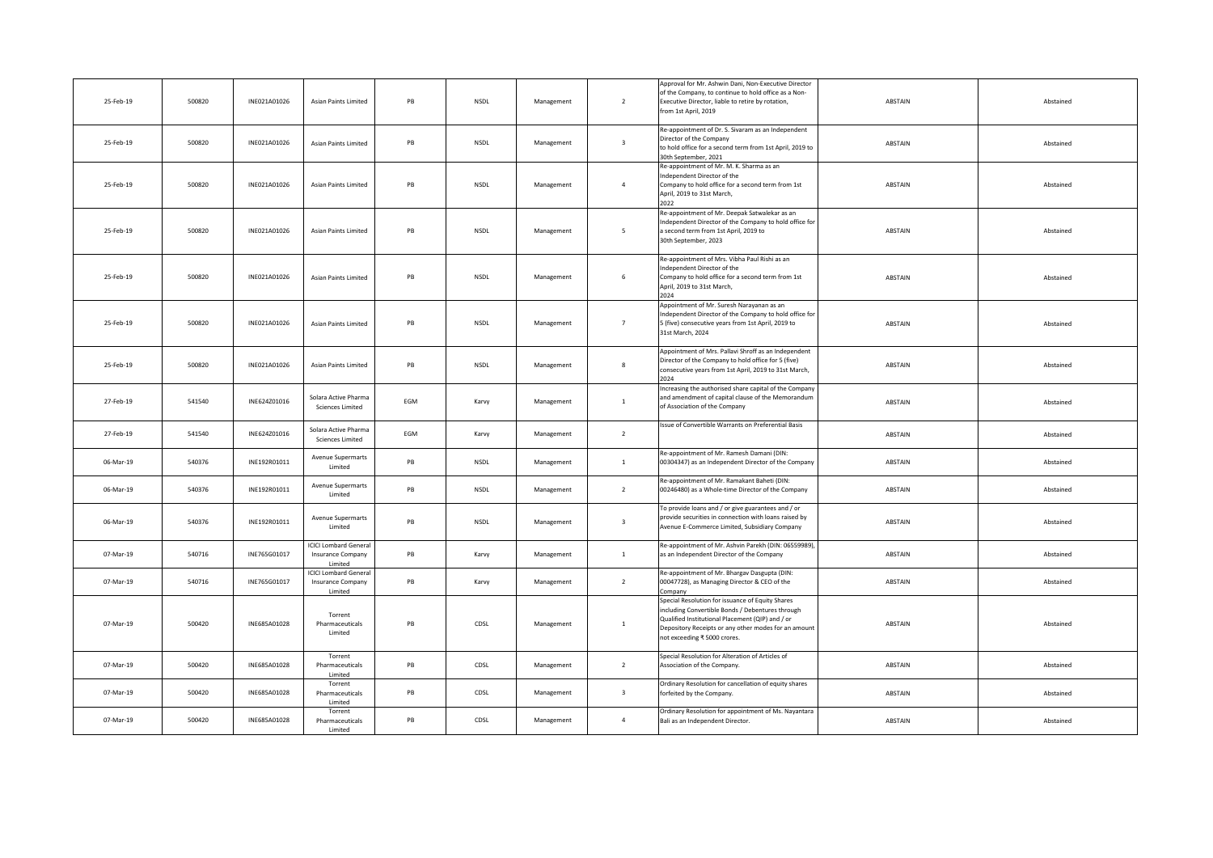| | | | | | | | | | | |
|---|---|---|---|---|---|---|---|---|---|---|
| 25-Feb-19 | 500820 | INE021A01026 | Asian Paints Limited | PB | NSDL | Management | 2 | Approval for Mr. Ashwin Dani, Non-Executive Director of the Company, to continue to hold office as a Non-Executive Director, liable to retire by rotation, from 1st April, 2019 | ABSTAIN | Abstained |
| 25-Feb-19 | 500820 | INE021A01026 | Asian Paints Limited | PB | NSDL | Management | 3 | Re-appointment of Dr. S. Sivaram as an Independent Director of the Company to hold office for a second term from 1st April, 2019 to 30th September, 2021 | ABSTAIN | Abstained |
| 25-Feb-19 | 500820 | INE021A01026 | Asian Paints Limited | PB | NSDL | Management | 4 | Re-appointment of Mr. M. K. Sharma as an Independent Director of the Company to hold office for a second term from 1st April, 2019 to 31st March, 2022 | ABSTAIN | Abstained |
| 25-Feb-19 | 500820 | INE021A01026 | Asian Paints Limited | PB | NSDL | Management | 5 | Re-appointment of Mr. Deepak Satwalekar as an Independent Director of the Company to hold office for a second term from 1st April, 2019 to 30th September, 2023 | ABSTAIN | Abstained |
| 25-Feb-19 | 500820 | INE021A01026 | Asian Paints Limited | PB | NSDL | Management | 6 | Re-appointment of Mrs. Vibha Paul Rishi as an Independent Director of the Company to hold office for a second term from 1st April, 2019 to 31st March, 2024 | ABSTAIN | Abstained |
| 25-Feb-19 | 500820 | INE021A01026 | Asian Paints Limited | PB | NSDL | Management | 7 | Appointment of Mr. Suresh Narayanan as an Independent Director of the Company to hold office for 5 (five) consecutive years from 1st April, 2019 to 31st March, 2024 | ABSTAIN | Abstained |
| 25-Feb-19 | 500820 | INE021A01026 | Asian Paints Limited | PB | NSDL | Management | 8 | Appointment of Mrs. Pallavi Shroff as an Independent Director of the Company to hold office for 5 (five) consecutive years from 1st April, 2019 to 31st March, 2024 | ABSTAIN | Abstained |
| 27-Feb-19 | 541540 | INE624Z01016 | Solara Active Pharma Sciences Limited | EGM | Karvy | Management | 1 | Increasing the authorised share capital of the Company and amendment of capital clause of the Memorandum of Association of the Company | ABSTAIN | Abstained |
| 27-Feb-19 | 541540 | INE624Z01016 | Solara Active Pharma Sciences Limited | EGM | Karvy | Management | 2 | Issue of Convertible Warrants on Preferential Basis | ABSTAIN | Abstained |
| 06-Mar-19 | 540376 | INE192R01011 | Avenue Supermarts Limited | PB | NSDL | Management | 1 | Re-appointment of Mr. Ramesh Damani (DIN: 00304347) as an Independent Director of the Company | ABSTAIN | Abstained |
| 06-Mar-19 | 540376 | INE192R01011 | Avenue Supermarts Limited | PB | NSDL | Management | 2 | Re-appointment of Mr. Ramakant Baheti (DIN: 00246480) as a Whole-time Director of the Company | ABSTAIN | Abstained |
| 06-Mar-19 | 540376 | INE192R01011 | Avenue Supermarts Limited | PB | NSDL | Management | 3 | To provide loans and / or give guarantees and / or provide securities in connection with loans raised by Avenue E-Commerce Limited, Subsidiary Company | ABSTAIN | Abstained |
| 07-Mar-19 | 540716 | INE765G01017 | ICICI Lombard General Insurance Company Limited | PB | Karvy | Management | 1 | Re-appointment of Mr. Ashvin Parekh (DIN: 06559989), as an Independent Director of the Company | ABSTAIN | Abstained |
| 07-Mar-19 | 540716 | INE765G01017 | ICICI Lombard General Insurance Company Limited | PB | Karvy | Management | 2 | Re-appointment of Mr. Bhargav Dasgupta (DIN: 00047728), as Managing Director & CEO of the Company | ABSTAIN | Abstained |
| 07-Mar-19 | 500420 | INE685A01028 | Torrent Pharmaceuticals Limited | PB | CDSL | Management | 1 | Special Resolution for issuance of Equity Shares including Convertible Bonds / Debentures through Qualified Institutional Placement (QIP) and / or Depository Receipts or any other modes for an amount not exceeding ₹ 5000 crores. | ABSTAIN | Abstained |
| 07-Mar-19 | 500420 | INE685A01028 | Torrent Pharmaceuticals Limited | PB | CDSL | Management | 2 | Special Resolution for Alteration of Articles of Association of the Company. | ABSTAIN | Abstained |
| 07-Mar-19 | 500420 | INE685A01028 | Torrent Pharmaceuticals Limited | PB | CDSL | Management | 3 | Ordinary Resolution for cancellation of equity shares forfeited by the Company. | ABSTAIN | Abstained |
| 07-Mar-19 | 500420 | INE685A01028 | Torrent Pharmaceuticals Limited | PB | CDSL | Management | 4 | Ordinary Resolution for appointment of Ms. Nayantara Bali as an Independent Director. | ABSTAIN | Abstained |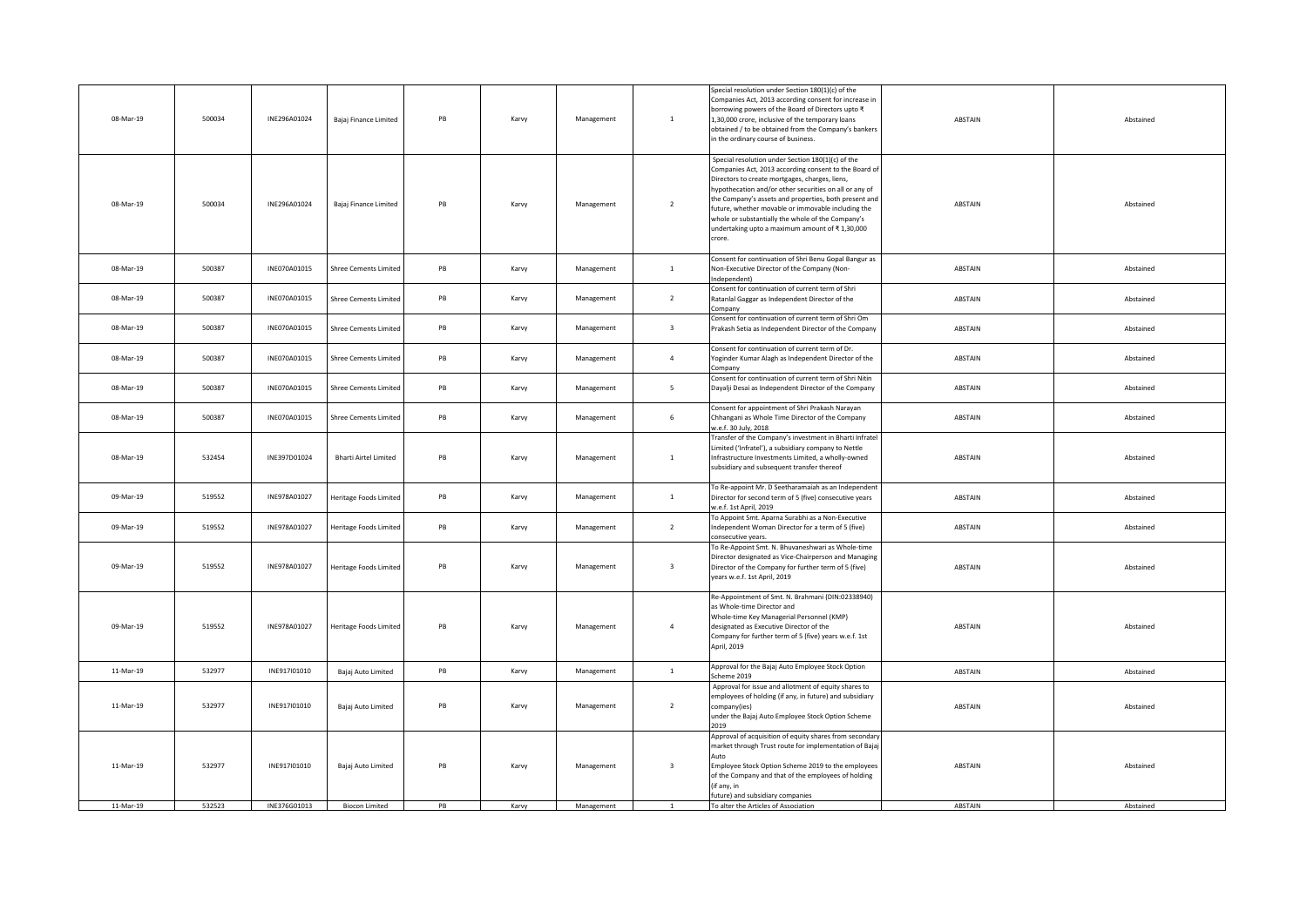| | | | | | | | | | | |
|---|---|---|---|---|---|---|---|---|---|---|
| 08-Mar-19 | 500034 | INE296A01024 | Bajaj Finance Limited | PB | Karvy | Management | 1 | Special resolution under Section 180(1)(c) of the Companies Act, 2013 according consent for increase in borrowing powers of the Board of Directors upto ₹ 1,30,000 crore, inclusive of the temporary loans obtained / to be obtained from the Company's bankers in the ordinary course of business. | ABSTAIN | Abstained |
| 08-Mar-19 | 500034 | INE296A01024 | Bajaj Finance Limited | PB | Karvy | Management | 2 | Special resolution under Section 180(1)(c) of the Companies Act, 2013 according consent to the Board of Directors to create mortgages, charges, liens, hypothecation and/or other securities on all or any of the Company's assets and properties, both present and future, whether movable or immovable including the whole or substantially the whole of the Company's undertaking upto a maximum amount of ₹ 1,30,000 crore. | ABSTAIN | Abstained |
| 08-Mar-19 | 500387 | INE070A01015 | Shree Cements Limited | PB | Karvy | Management | 1 | Consent for continuation of Shri Benu Gopal Bangur as Non-Executive Director of the Company (Non-Independent) | ABSTAIN | Abstained |
| 08-Mar-19 | 500387 | INE070A01015 | Shree Cements Limited | PB | Karvy | Management | 2 | Consent for continuation of current term of Shri Ratanlal Gaggar as Independent Director of the Company | ABSTAIN | Abstained |
| 08-Mar-19 | 500387 | INE070A01015 | Shree Cements Limited | PB | Karvy | Management | 3 | Consent for continuation of current term of Shri Om Prakash Setia as Independent Director of the Company | ABSTAIN | Abstained |
| 08-Mar-19 | 500387 | INE070A01015 | Shree Cements Limited | PB | Karvy | Management | 4 | Consent for continuation of current term of Dr. Yoginder Kumar Alagh as Independent Director of the Company | ABSTAIN | Abstained |
| 08-Mar-19 | 500387 | INE070A01015 | Shree Cements Limited | PB | Karvy | Management | 5 | Consent for continuation of current term of Shri Nitin Dayalji Desai as Independent Director of the Company | ABSTAIN | Abstained |
| 08-Mar-19 | 500387 | INE070A01015 | Shree Cements Limited | PB | Karvy | Management | 6 | Consent for appointment of Shri Prakash Narayan Chhangani as Whole Time Director of the Company w.e.f. 30 July, 2018 | ABSTAIN | Abstained |
| 08-Mar-19 | 532454 | INE397D01024 | Bharti Airtel Limited | PB | Karvy | Management | 1 | Transfer of the Company's investment in Bharti Infratel Limited ('Infratel'), a subsidiary company to Nettle Infrastructure Investments Limited, a wholly-owned subsidiary and subsequent transfer thereof | ABSTAIN | Abstained |
| 09-Mar-19 | 519552 | INE978A01027 | Heritage Foods Limited | PB | Karvy | Management | 1 | To Re-appoint Mr. D Seetharamaiah as an Independent Director for second term of 5 (five) consecutive years w.e.f. 1st April, 2019 | ABSTAIN | Abstained |
| 09-Mar-19 | 519552 | INE978A01027 | Heritage Foods Limited | PB | Karvy | Management | 2 | To Appoint Smt. Aparna Surabhi as a Non-Executive Independent Woman Director for a term of 5 (five) consecutive years. | ABSTAIN | Abstained |
| 09-Mar-19 | 519552 | INE978A01027 | Heritage Foods Limited | PB | Karvy | Management | 3 | To Re-Appoint Smt. N. Bhuvaneshwari as Whole-time Director designated as Vice-Chairperson and Managing Director of the Company for further term of 5 (five) years w.e.f. 1st April, 2019 | ABSTAIN | Abstained |
| 09-Mar-19 | 519552 | INE978A01027 | Heritage Foods Limited | PB | Karvy | Management | 4 | Re-Appointment of Smt. N. Brahmani (DIN:02338940) as Whole-time Director and Whole-time Key Managerial Personnel (KMP) designated as Executive Director of the Company for further term of 5 (five) years w.e.f. 1st April, 2019 | ABSTAIN | Abstained |
| 11-Mar-19 | 532977 | INE917I01010 | Bajaj Auto Limited | PB | Karvy | Management | 1 | Approval for the Bajaj Auto Employee Stock Option Scheme 2019 | ABSTAIN | Abstained |
| 11-Mar-19 | 532977 | INE917I01010 | Bajaj Auto Limited | PB | Karvy | Management | 2 | Approval for issue and allotment of equity shares to employees of holding (if any, in future) and subsidiary company(ies) under the Bajaj Auto Employee Stock Option Scheme 2019 | ABSTAIN | Abstained |
| 11-Mar-19 | 532977 | INE917I01010 | Bajaj Auto Limited | PB | Karvy | Management | 3 | Approval of acquisition of equity shares from secondary market through Trust route for implementation of Bajaj Auto Employee Stock Option Scheme 2019 to the employees of the Company and that of the employees of holding (if any, in future) and subsidiary companies | ABSTAIN | Abstained |
| 11-Mar-19 | 532523 | INE376G01013 | Biocon Limited | PB | Karvy | Management | 1 | To alter the Articles of Association | ABSTAIN | Abstained |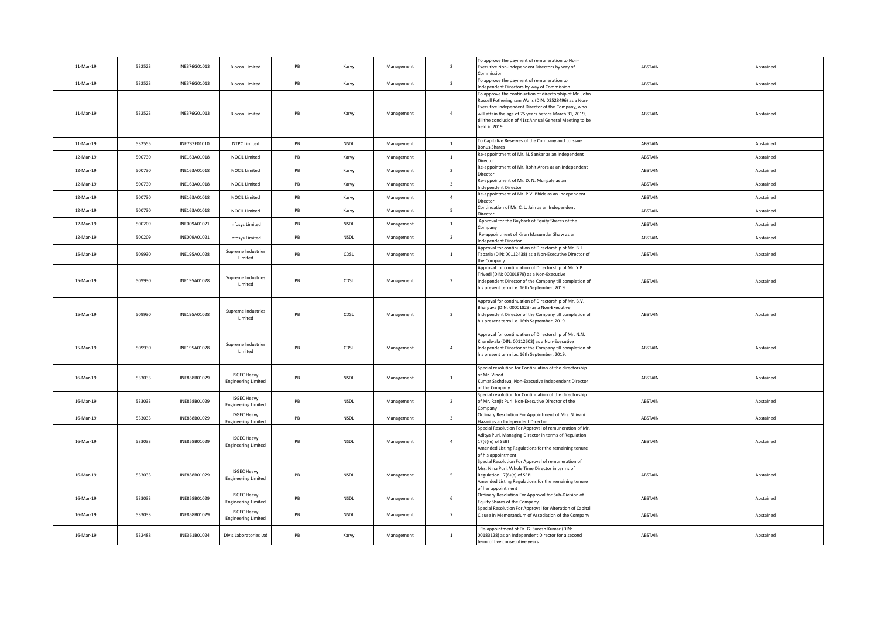| 11-Mar-19 | 532523 | INE376G01013 | Biocon Limited | PB | Karvy | Management | 2 | To approve the payment of remuneration to Non-Executive Non-Independent Directors by way of Commission | ABSTAIN | Abstained |
|---|---|---|---|---|---|---|---|---|---|---|
| 11-Mar-19 | 532523 | INE376G01013 | Biocon Limited | PB | Karvy | Management | 3 | To approve the payment of remuneration to Independent Directors by way of Commission | ABSTAIN | Abstained |
| 11-Mar-19 | 532523 | INE376G01013 | Biocon Limited | PB | Karvy | Management | 4 | To approve the continuation of directorship of Mr. John Russell Fotheringham Walls (DIN: 03528496) as a Non-Executive Independent Director of the Company, who will attain the age of 75 years before March 31, 2019, till the conclusion of 41st Annual General Meeting to be held in 2019 | ABSTAIN | Abstained |
| 11-Mar-19 | 532555 | INE733E01010 | NTPC Limited | PB | NSDL | Management | 1 | To Capitalize Reserves of the Company and to issue Bonus Shares | ABSTAIN | Abstained |
| 12-Mar-19 | 500730 | INE163A01018 | NOCIL Limited | PB | Karvy | Management | 1 | Re-appointment of Mr. N. Sankar as an Independent Director | ABSTAIN | Abstained |
| 12-Mar-19 | 500730 | INE163A01018 | NOCIL Limited | PB | Karvy | Management | 2 | Re-appointment of Mr. Rohit Arora as an Independent Director | ABSTAIN | Abstained |
| 12-Mar-19 | 500730 | INE163A01018 | NOCIL Limited | PB | Karvy | Management | 3 | Re-appointment of Mr. D. N. Mungale as an Independent Director | ABSTAIN | Abstained |
| 12-Mar-19 | 500730 | INE163A01018 | NOCIL Limited | PB | Karvy | Management | 4 | Re-appointment of Mr. P.V. Bhide as an Independent Director | ABSTAIN | Abstained |
| 12-Mar-19 | 500730 | INE163A01018 | NOCIL Limited | PB | Karvy | Management | 5 | Continuation of Mr. C. L. Jain as an Independent Director | ABSTAIN | Abstained |
| 12-Mar-19 | 500209 | INE009A01021 | Infosys Limited | PB | NSDL | Management | 1 | Approval for the Buyback of Equity Shares of the Company | ABSTAIN | Abstained |
| 12-Mar-19 | 500209 | INE009A01021 | Infosys Limited | PB | NSDL | Management | 2 | Re-appointment of Kiran Mazumdar Shaw as an Independent Director | ABSTAIN | Abstained |
| 15-Mar-19 | 509930 | INE195A01028 | Supreme Industries Limited | PB | CDSL | Management | 1 | Approval for continuation of Directorship of Mr. B. L. Taparia (DIN: 00112438) as a Non-Executive Director of the Company. | ABSTAIN | Abstained |
| 15-Mar-19 | 509930 | INE195A01028 | Supreme Industries Limited | PB | CDSL | Management | 2 | Approval for continuation of Directorship of Mr. Y.P. Trivedi (DIN: 00001879) as a Non-Executive Independent Director of the Company till completion of his present term i.e. 16th September, 2019 | ABSTAIN | Abstained |
| 15-Mar-19 | 509930 | INE195A01028 | Supreme Industries Limited | PB | CDSL | Management | 3 | Approval for continuation of Directorship of Mr. B.V. Bhargava (DIN: 00001823) as a Non-Executive Independent Director of the Company till completion of his present term i.e. 16th September, 2019. | ABSTAIN | Abstained |
| 15-Mar-19 | 509930 | INE195A01028 | Supreme Industries Limited | PB | CDSL | Management | 4 | Approval for continuation of Directorship of Mr. N.N. Khandwala (DIN: 00112603) as a Non-Executive Independent Director of the Company till completion of his present term i.e. 16th September, 2019. | ABSTAIN | Abstained |
| 16-Mar-19 | 533033 | INE858B01029 | ISGEC Heavy Engineering Limited | PB | NSDL | Management | 1 | Special resolution for Continuation of the directorship of Mr. Vinod Kumar Sachdeva, Non-Executive Independent Director of the Company | ABSTAIN | Abstained |
| 16-Mar-19 | 533033 | INE858B01029 | ISGEC Heavy Engineering Limited | PB | NSDL | Management | 2 | Special resolution for Continuation of the directorship of Mr. Ranjit Puri Non-Executive Director of the Company | ABSTAIN | Abstained |
| 16-Mar-19 | 533033 | INE858B01029 | ISGEC Heavy Engineering Limited | PB | NSDL | Management | 3 | Ordinary Resolution For Appointment of Mrs. Shivani Hazari as an Independent Director | ABSTAIN | Abstained |
| 16-Mar-19 | 533033 | INE858B01029 | ISGEC Heavy Engineering Limited | PB | NSDL | Management | 4 | Special Resolution For Approval of remuneration of Mr. Aditya Puri, Managing Director in terms of Regulation 17(6)(e) of SEBI Amended Listing Regulations for the remaining tenure of his appointment | ABSTAIN | Abstained |
| 16-Mar-19 | 533033 | INE858B01029 | ISGEC Heavy Engineering Limited | PB | NSDL | Management | 5 | Special Resolution For Approval of remuneration of Mrs. Nina Puri, Whole Time Director in terms of Regulation 17(6)(e) of SEBI Amended Listing Regulations for the remaining tenure of her appointment | ABSTAIN | Abstained |
| 16-Mar-19 | 533033 | INE858B01029 | ISGEC Heavy Engineering Limited | PB | NSDL | Management | 6 | Ordinary Resolution For Approval for Sub-Division of Equity Shares of the Company | ABSTAIN | Abstained |
| 16-Mar-19 | 533033 | INE858B01029 | ISGEC Heavy Engineering Limited | PB | NSDL | Management | 7 | Special Resolution For Approval for Alteration of Capital Clause in Memorandum of Association of the Company | ABSTAIN | Abstained |
| 16-Mar-19 | 532488 | INE361B01024 | Divis Laboratories Ltd | PB | Karvy | Management | 1 | . Re-appointment of Dr. G. Suresh Kumar (DIN: 00183128) as an Independent Director for a second term of five consecutive years | ABSTAIN | Abstained |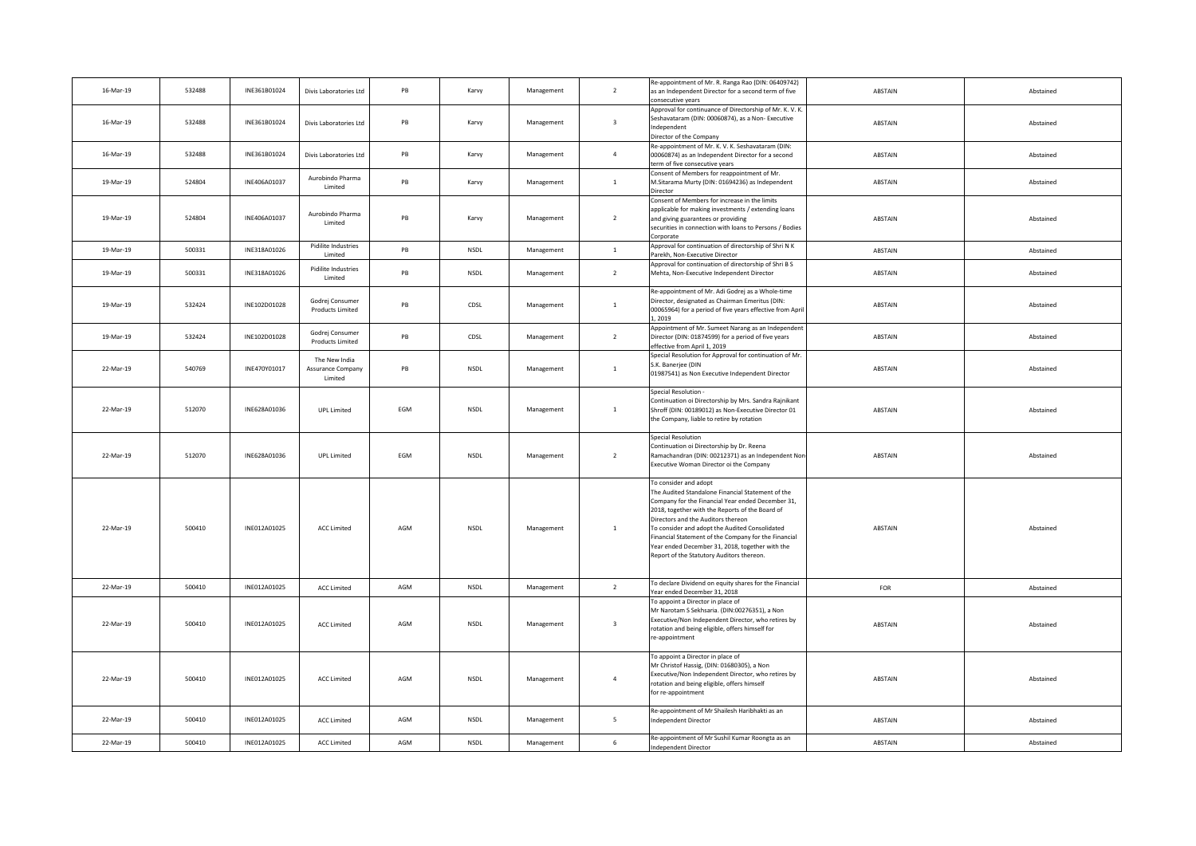| 16-Mar-19 | 532488 | INE361B01024 | Divis Laboratories Ltd | PB | Karvy | Management | 2 | Re-appointment of Mr. R. Ranga Rao (DIN: 06409742) as an Independent Director for a second term of five consecutive years | ABSTAIN | Abstained |
|---|---|---|---|---|---|---|---|---|---|---|
| 16-Mar-19 | 532488 | INE361B01024 | Divis Laboratories Ltd | PB | Karvy | Management | 3 | Approval for continuance of Directorship of Mr. K. V. K. Seshavataram (DIN: 00060874), as a Non- Executive Independent Director of the Company | ABSTAIN | Abstained |
| 16-Mar-19 | 532488 | INE361B01024 | Divis Laboratories Ltd | PB | Karvy | Management | 4 | Re-appointment of Mr. K. V. K. Seshavataram (DIN: 00060874) as an Independent Director for a second term of five consecutive years | ABSTAIN | Abstained |
| 19-Mar-19 | 524804 | INE406A01037 | Aurobindo Pharma Limited | PB | Karvy | Management | 1 | Consent of Members for reappointment of Mr. M.Sitarama Murty (DIN: 01694236) as Independent Director | ABSTAIN | Abstained |
| 19-Mar-19 | 524804 | INE406A01037 | Aurobindo Pharma Limited | PB | Karvy | Management | 2 | Consent of Members for increase in the limits applicable for making investments / extending loans and giving guarantees or providing securities in connection with loans to Persons / Bodies Corporate | ABSTAIN | Abstained |
| 19-Mar-19 | 500331 | INE318A01026 | Pidilite Industries Limited | PB | NSDL | Management | 1 | Approval for continuation of directorship of Shri N K Parekh, Non-Executive Director | ABSTAIN | Abstained |
| 19-Mar-19 | 500331 | INE318A01026 | Pidilite Industries Limited | PB | NSDL | Management | 2 | Approval for continuation of directorship of Shri B S Mehta, Non-Executive Independent Director | ABSTAIN | Abstained |
| 19-Mar-19 | 532424 | INE102D01028 | Godrej Consumer Products Limited | PB | CDSL | Management | 1 | Re-appointment of Mr. Adi Godrej as a Whole-time Director, designated as Chairman Emeritus (DIN: 00065964) for a period of five years effective from April 1, 2019 | ABSTAIN | Abstained |
| 19-Mar-19 | 532424 | INE102D01028 | Godrej Consumer Products Limited | PB | CDSL | Management | 2 | Appointment of Mr. Sumeet Narang as an Independent Director (DIN: 01874599) for a period of five years effective from April 1, 2019 | ABSTAIN | Abstained |
| 22-Mar-19 | 540769 | INE470Y01017 | The New India Assurance Company Limited | PB | NSDL | Management | 1 | Special Resolution for Approval for continuation of Mr. S.K. Banerjee (DIN 01987541) as Non Executive Independent Director | ABSTAIN | Abstained |
| 22-Mar-19 | 512070 | INE628A01036 | UPL Limited | EGM | NSDL | Management | 1 | Special Resolution - Continuation oi Directorship by Mrs. Sandra Rajnikant Shroff (DIN: 00189012) as Non-Executive Director 01 the Company, liable to retire by rotation | ABSTAIN | Abstained |
| 22-Mar-19 | 512070 | INE628A01036 | UPL Limited | EGM | NSDL | Management | 2 | Special Resolution Continuation oi Directorship by Dr. Reena Ramachandran (DIN: 00212371) as an Independent Non-Executive Woman Director oi the Company | ABSTAIN | Abstained |
| 22-Mar-19 | 500410 | INE012A01025 | ACC Limited | AGM | NSDL | Management | 1 | To consider and adopt The Audited Standalone Financial Statement of the Company for the Financial Year ended December 31, 2018, together with the Reports of the Board of Directors and the Auditors thereon To consider and adopt the Audited Consolidated Financial Statement of the Company for the Financial Year ended December 31, 2018, together with the Report of the Statutory Auditors thereon. | ABSTAIN | Abstained |
| 22-Mar-19 | 500410 | INE012A01025 | ACC Limited | AGM | NSDL | Management | 2 | To declare Dividend on equity shares for the Financial Year ended December 31, 2018 | FOR | Abstained |
| 22-Mar-19 | 500410 | INE012A01025 | ACC Limited | AGM | NSDL | Management | 3 | To appoint a Director in place of Mr Narotam S Sekhsaria. (DIN:00276351), a Non Executive/Non Independent Director, who retires by rotation and being eligible, offers himself for re-appointment | ABSTAIN | Abstained |
| 22-Mar-19 | 500410 | INE012A01025 | ACC Limited | AGM | NSDL | Management | 4 | To appoint a Director in place of Mr Christof Hassig, (DIN: 01680305), a Non Executive/Non Independent Director, who retires by rotation and being eligible, offers himself for re-appointment | ABSTAIN | Abstained |
| 22-Mar-19 | 500410 | INE012A01025 | ACC Limited | AGM | NSDL | Management | 5 | Re-appointment of Mr Shailesh Haribhakti as an Independent Director | ABSTAIN | Abstained |
| 22-Mar-19 | 500410 | INE012A01025 | ACC Limited | AGM | NSDL | Management | 6 | Re-appointment of Mr Sushil Kumar Roongta as an Independent Director | ABSTAIN | Abstained |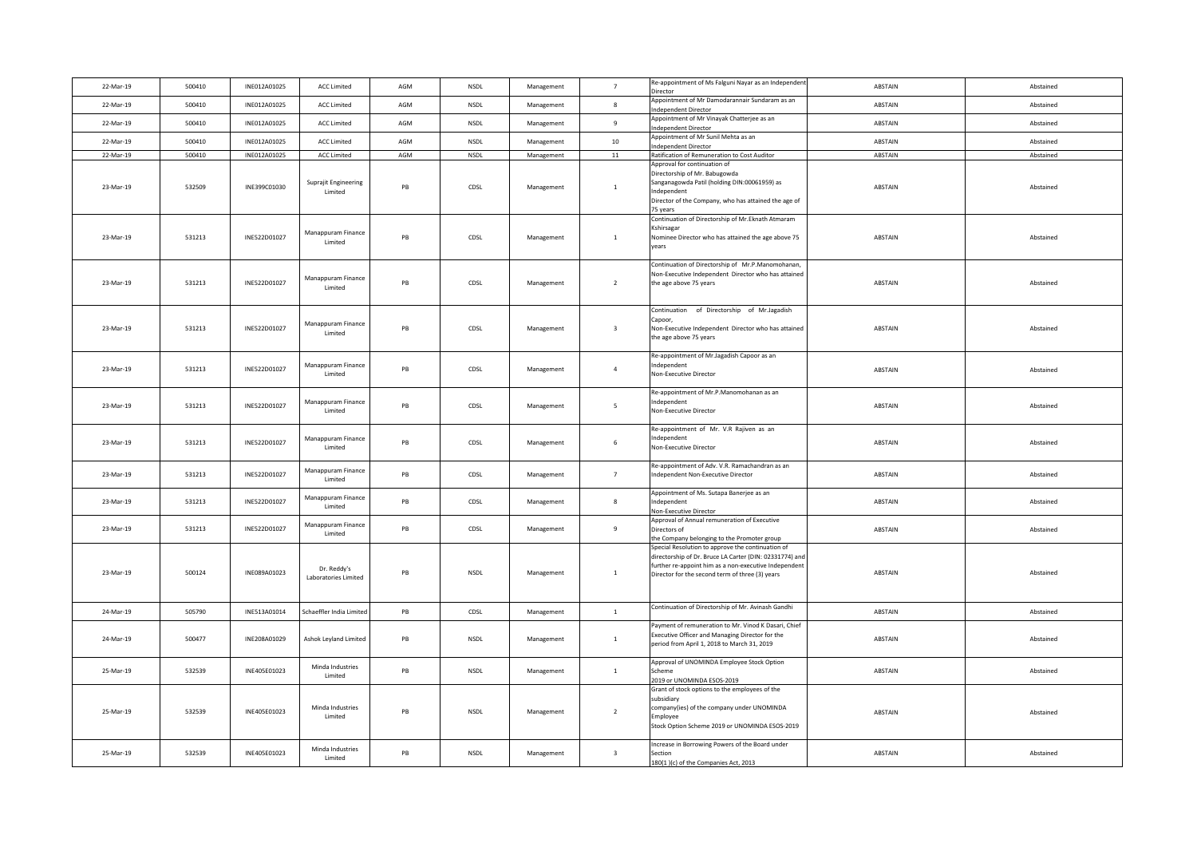| 22-Mar-19 | 500410 | INE012A01025 | ACC Limited | AGM | NSDL | Management | 7 | Re-appointment of Ms Falguni Nayar as an Independent Director | ABSTAIN | Abstained |
|---|---|---|---|---|---|---|---|---|---|---|
| 22-Mar-19 | 500410 | INE012A01025 | ACC Limited | AGM | NSDL | Management | 8 | Appointment of Mr Damodarannair Sundaram as an Independent Director | ABSTAIN | Abstained |
| 22-Mar-19 | 500410 | INE012A01025 | ACC Limited | AGM | NSDL | Management | 9 | Appointment of Mr Vinayak Chatterjee as an Independent Director | ABSTAIN | Abstained |
| 22-Mar-19 | 500410 | INE012A01025 | ACC Limited | AGM | NSDL | Management | 10 | Appointment of Mr Sunil Mehta as an Independent Director | ABSTAIN | Abstained |
| 22-Mar-19 | 500410 | INE012A01025 | ACC Limited | AGM | NSDL | Management | 11 | Ratification of Remuneration to Cost Auditor | ABSTAIN | Abstained |
| 23-Mar-19 | 532509 | INE399C01030 | Suprajit Engineering Limited | PB | CDSL | Management | 1 | Approval for continuation of Directorship of Mr. Babugowda Sanganagowda Patil (holding DIN:00061959) as Independent Director of the Company, who has attained the age of 75 years | ABSTAIN | Abstained |
| 23-Mar-19 | 531213 | INE522D01027 | Manappuram Finance Limited | PB | CDSL | Management | 1 | Continuation of Directorship of Mr.Eknath Atmaram Kshirsagar Nominee Director who has attained the age above 75 years | ABSTAIN | Abstained |
| 23-Mar-19 | 531213 | INE522D01027 | Manappuram Finance Limited | PB | CDSL | Management | 2 | Continuation of Directorship of Mr.P.Manomohanan, Non-Executive Independent Director who has attained the age above 75 years | ABSTAIN | Abstained |
| 23-Mar-19 | 531213 | INE522D01027 | Manappuram Finance Limited | PB | CDSL | Management | 3 | Continuation of Directorship of Mr.Jagadish Capoor, Non-Executive Independent Director who has attained the age above 75 years | ABSTAIN | Abstained |
| 23-Mar-19 | 531213 | INE522D01027 | Manappuram Finance Limited | PB | CDSL | Management | 4 | Re-appointment of Mr.Jagadish Capoor as an Independent Non-Executive Director | ABSTAIN | Abstained |
| 23-Mar-19 | 531213 | INE522D01027 | Manappuram Finance Limited | PB | CDSL | Management | 5 | Re-appointment of Mr.P.Manomohanan as an Independent Non-Executive Director | ABSTAIN | Abstained |
| 23-Mar-19 | 531213 | INE522D01027 | Manappuram Finance Limited | PB | CDSL | Management | 6 | Re-appointment of Mr. V.R Rajiven as an Independent Non-Executive Director | ABSTAIN | Abstained |
| 23-Mar-19 | 531213 | INE522D01027 | Manappuram Finance Limited | PB | CDSL | Management | 7 | Re-appointment of Adv. V.R. Ramachandran as an Independent Non-Executive Director | ABSTAIN | Abstained |
| 23-Mar-19 | 531213 | INE522D01027 | Manappuram Finance Limited | PB | CDSL | Management | 8 | Appointment of Ms. Sutapa Banerjee as an Independent Non-Executive Director | ABSTAIN | Abstained |
| 23-Mar-19 | 531213 | INE522D01027 | Manappuram Finance Limited | PB | CDSL | Management | 9 | Approval of Annual remuneration of Executive Directors of the Company belonging to the Promoter group | ABSTAIN | Abstained |
| 23-Mar-19 | 500124 | INE089A01023 | Dr. Reddy's Laboratories Limited | PB | NSDL | Management | 1 | Special Resolution to approve the continuation of directorship of Dr. Bruce LA Carter (DIN: 02331774) and further re-appoint him as a non-executive Independent Director for the second term of three (3) years | ABSTAIN | Abstained |
| 24-Mar-19 | 505790 | INE513A01014 | Schaeffler India Limited | PB | CDSL | Management | 1 | Continuation of Directorship of Mr. Avinash Gandhi | ABSTAIN | Abstained |
| 24-Mar-19 | 500477 | INE208A01029 | Ashok Leyland Limited | PB | NSDL | Management | 1 | Payment of remuneration to Mr. Vinod K Dasari, Chief Executive Officer and Managing Director for the period from April 1, 2018 to March 31, 2019 | ABSTAIN | Abstained |
| 25-Mar-19 | 532539 | INE405E01023 | Minda Industries Limited | PB | NSDL | Management | 1 | Approval of UNOMINDA Employee Stock Option Scheme 2019 or UNOMINDA ESOS-2019 | ABSTAIN | Abstained |
| 25-Mar-19 | 532539 | INE405E01023 | Minda Industries Limited | PB | NSDL | Management | 2 | Grant of stock options to the employees of the subsidiary company(ies) of the company under UNOMINDA Employee Stock Option Scheme 2019 or UNOMINDA ESOS-2019 | ABSTAIN | Abstained |
| 25-Mar-19 | 532539 | INE405E01023 | Minda Industries Limited | PB | NSDL | Management | 3 | Increase in Borrowing Powers of the Board under Section 180(1 )(c) of the Companies Act, 2013 | ABSTAIN | Abstained |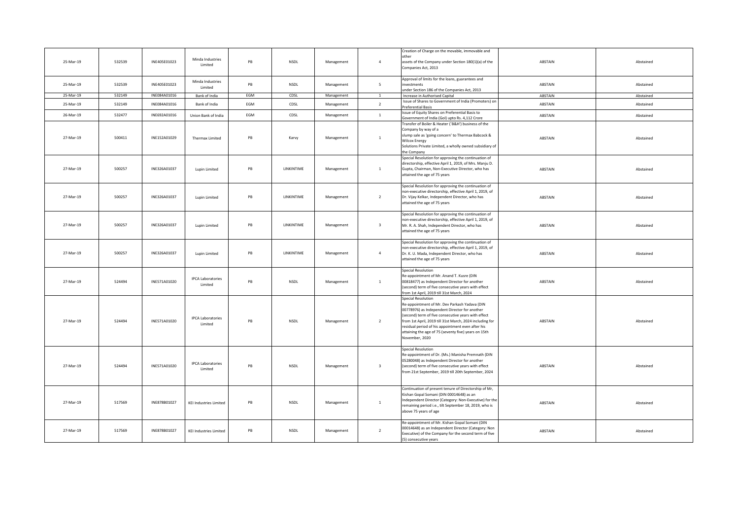| 25-Mar-19 | 532539 | INE405E01023 | Minda Industries Limited | PB | NSDL | Management | 4 | Creation of Charge on the movable, immovable and other assets of the Company under Section 180(1)(a) of the Companies Act, 2013 | ABSTAIN | Abstained |
|---|---|---|---|---|---|---|---|---|---|---|
| 25-Mar-19 | 532539 | INE405E01023 | Minda Industries Limited | PB | NSDL | Management | 5 | Approval of limits for the loans, guarantees and investments under Section 186 of the Companies Act, 2013 | ABSTAIN | Abstained |
| 25-Mar-19 | 532149 | INE084A01016 | Bank of India | EGM | CDSL | Management | 1 | Increase in Authorised Capital | ABSTAIN | Abstained |
| 25-Mar-19 | 532149 | INE084A01016 | Bank of India | EGM | CDSL | Management | 2 | Issue of Shares to Government of India (Promoters) on Preferential Basis | ABSTAIN | Abstained |
| 26-Mar-19 | 532477 | INE692A01016 | Union Bank of India | EGM | CDSL | Management | 1 | Issue of Equity Shares on Preferential Basis to Government of India (GoI) upto Rs. 4,112 Crore | ABSTAIN | Abstained |
| 27-Mar-19 | 500411 | INE152A01029 | Thermax Limited | PB | Karvy | Management | 1 | Transfer of Boiler & Heater ('B&H') business of the Company by way of a slump sale as 'going concern' to Thermax Babcock & Wilcox Energy Solutions Private Limited, a wholly owned subsidiary of the Company | ABSTAIN | Abstained |
| 27-Mar-19 | 500257 | INE326A01037 | Lupin Limited | PB | LINKINTIME | Management | 1 | Special Resolution for approving the continuation of directorship, effective April 1, 2019, of Mrs. Manju D. Gupta, Chairman, Non-Executive Director, who has attained the age of 75 years | ABSTAIN | Abstained |
| 27-Mar-19 | 500257 | INE326A01037 | Lupin Limited | PB | LINKINTIME | Management | 2 | Special Resolution for approving the continuation of non-executive directorship, effective April 1, 2019, of Dr. Vijay Kelkar, Independent Director, who has attained the age of 75 years | ABSTAIN | Abstained |
| 27-Mar-19 | 500257 | INE326A01037 | Lupin Limited | PB | LINKINTIME | Management | 3 | Special Resolution for approving the continuation of non-executive directorship, effective April 1, 2019, of Mr. R. A. Shah, Independent Director, who has attained the age of 75 years | ABSTAIN | Abstained |
| 27-Mar-19 | 500257 | INE326A01037 | Lupin Limited | PB | LINKINTIME | Management | 4 | Special Resolution for approving the continuation of non-executive directorship, effective April 1, 2019, of Dr. K. U. Mada, Independent Director, who has attained the age of 75 years | ABSTAIN | Abstained |
| 27-Mar-19 | 524494 | INE571A01020 | IPCA Laboratories Limited | PB | NSDL | Management | 1 | Special Resolution Re-appointment of Mr. Anand T. Kusre (DIN 00818477) as Independent Director for another (second) term of five consecutive years with effect from 1st April, 2019 till 31st March, 2024 | ABSTAIN | Abstained |
| 27-Mar-19 | 524494 | INE571A01020 | IPCA Laboratories Limited | PB | NSDL | Management | 2 | Special Resolution Re-appointment of Mr. Dev Parkash Yadava (DIN 00778976) as Independent Director for another (second) term of five consecutive years with effect from 1st April, 2019 till 31st March, 2024 including for residual period of his appointment even after his attaining the age of 75 (seventy five) years on 15th November, 2020 | ABSTAIN | Abstained |
| 27-Mar-19 | 524494 | INE571A01020 | IPCA Laboratories Limited | PB | NSDL | Management | 3 | Special Resolution Re-appointment of Dr. (Ms.) Manisha Premnath (DIN 05280048) as Independent Director for another (second) term of five consecutive years with effect from 21st September, 2019 till 20th September, 2024 | ABSTAIN | Abstained |
| 27-Mar-19 | 517569 | INE878B01027 | KEI Industries Limited | PB | NSDL | Management | 1 | Continuation of present tenure of Directorship of Mr, Kishan Gopal Somani (DIN 00014648) as an Independent Director (Category: Non-Executive) for the remaining period i.e., tilt September 18, 2019, who is above 75 years of age | ABSTAIN | Abstained |
| 27-Mar-19 | 517569 | INE878B01027 | KEI Industries Limited | PB | NSDL | Management | 2 | Re-appointment of Mr. Kishan Gopal Somani (DIN 00014648) as an Independent Director (Category: Non Executive) of the Company for the second term of five (5) consecutive years | ABSTAIN | Abstained |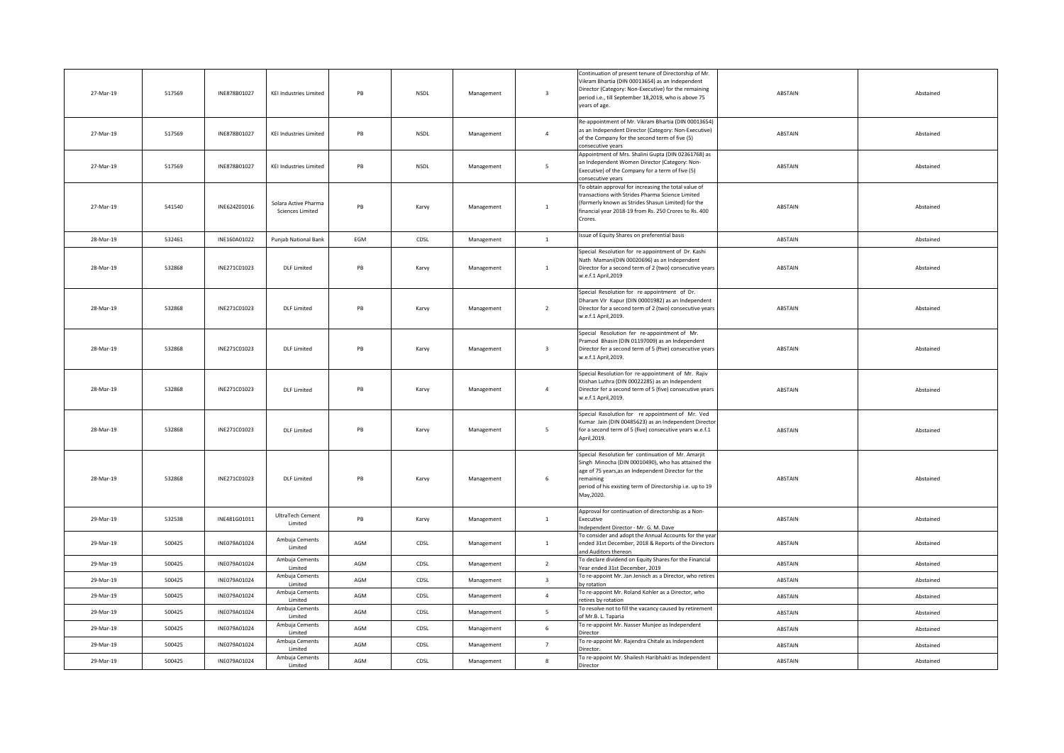| 27-Mar-19 | 517569 | INE878B01027 | KEI Industries Limited | PB | NSDL | Management | 3 | Continuation of present tenure of Directorship of Mr. Vikram Bhartia (DIN 00013654) as an Independent Director (Category: Non-Executive) for the remaining period i.e., till September 18,2019, who is above 75 years of age. | ABSTAIN | Abstained |
|---|---|---|---|---|---|---|---|---|---|---|
| 27-Mar-19 | 517569 | INE878B01027 | KEI Industries Limited | PB | NSDL | Management | 4 | Re-appointment of Mr. Vikram Bhartia (DIN 00013654) as an Independent Director (Category: Non-Executive) of the Company for the second term of five (5) consecutive years | ABSTAIN | Abstained |
| 27-Mar-19 | 517569 | INE878B01027 | KEI Industries Limited | PB | NSDL | Management | 5 | Appointment of Mrs. Shalini Gupta (DIN 02361768) as an Independent Women Director (Category: Non-Executive) of the Company for a term of five (5) consecutive years | ABSTAIN | Abstained |
| 27-Mar-19 | 541540 | INE624Z01016 | Solara Active Pharma Sciences Limited | PB | Karvy | Management | 1 | To obtain approval for increasing the total value of transactions with Strides Pharma Science Limited (formerly known as Strides Shasun Limited) for the financial year 2018-19 from Rs. 250 Crores to Rs. 400 Crores. | ABSTAIN | Abstained |
| 28-Mar-19 | 532461 | INE160A01022 | Punjab National Bank | EGM | CDSL | Management | 1 | Issue of Equity Shares on preferential basis | ABSTAIN | Abstained |
| 28-Mar-19 | 532868 | INE271C01023 | DLF Limited | PB | Karvy | Management | 1 | Special Resolution for re appointment of Dr. Kashi Nath Mamani(DIN 00020696) as an Independent Director for a second term of 2 (two) consecutive years w.e.f.1 April,2019 | ABSTAIN | Abstained |
| 28-Mar-19 | 532868 | INE271C01023 | DLF Limited | PB | Karvy | Management | 2 | Special Resolution for re appointment of Dr. Dharam VIr Kapur (DIN 00001982) as an Independent Director for a second term of 2 (two) consecutive years w.e.f.1 April,2019. | ABSTAIN | Abstained |
| 28-Mar-19 | 532868 | INE271C01023 | DLF Limited | PB | Karvy | Management | 3 | Special Resolution fer re-appointment of Mr. Pramod Bhasin (DIN 01197009) as an Independent Director fer a second term of 5 (ftve) consecutive years w.e.f.1 April,2019. | ABSTAIN | Abstained |
| 28-Mar-19 | 532868 | INE271C01023 | DLF Limited | PB | Karvy | Management | 4 | Special Resolution for re-appointment of Mr. Rajiv Ktishan Luthra (DIN 00022285) as an Independent Director fer a second term of 5 (five) consecutive years w.e.f.1 April,2019. | ABSTAIN | Abstained |
| 28-Mar-19 | 532868 | INE271C01023 | DLF Limited | PB | Karvy | Management | 5 | Special Rasolution for re appointment of Mr. Ved Kumar Jain (DIN 00485623) as an Independent Director for a second term of 5 (five) consecutive years w.e.f.1 April,2019. | ABSTAIN | Abstained |
| 28-Mar-19 | 532868 | INE271C01023 | DLF Limited | PB | Karvy | Management | 6 | Special Resolution fer continuation of Mr. Amarjit Singh Minocha (DIN 00010490), who has attained the age of 75 years,as an Independent Director for the remaining period of his existing term of Directorship i.e. up to 19 May,2020. | ABSTAIN | Abstained |
| 29-Mar-19 | 532538 | INE481G01011 | UltraTech Cement Limited | PB | Karvy | Management | 1 | Approval for continuation of directorship as a Non-Executive Independent Director - Mr. G. M. Dave | ABSTAIN | Abstained |
| 29-Mar-19 | 500425 | INE079A01024 | Ambuja Cements Limited | AGM | CDSL | Management | 1 | To consider and adopt the Annual Accounts for the year ended 31st December, 2018 & Reports of the Directors and Auditors thereon | ABSTAIN | Abstained |
| 29-Mar-19 | 500425 | INE079A01024 | Ambuja Cements Limited | AGM | CDSL | Management | 2 | To declare dividend on Equity Shares for the Financial Year ended 31st December, 2019 | ABSTAIN | Abstained |
| 29-Mar-19 | 500425 | INE079A01024 | Ambuja Cements Limited | AGM | CDSL | Management | 3 | To re-appoint Mr. Jan Jenisch as a Director, who retires by rotation | ABSTAIN | Abstained |
| 29-Mar-19 | 500425 | INE079A01024 | Ambuja Cements Limited | AGM | CDSL | Management | 4 | To re-appoint Mr. Roland Kohler as a Director, who retires by rotation | ABSTAIN | Abstained |
| 29-Mar-19 | 500425 | INE079A01024 | Ambuja Cements Limited | AGM | CDSL | Management | 5 | To resolve not to fill the vacancy caused by retirement of Mr.B. L. Taparia | ABSTAIN | Abstained |
| 29-Mar-19 | 500425 | INE079A01024 | Ambuja Cements Limited | AGM | CDSL | Management | 6 | To re-appoint Mr. Nasser Munjee as Independent Director | ABSTAIN | Abstained |
| 29-Mar-19 | 500425 | INE079A01024 | Ambuja Cements Limited | AGM | CDSL | Management | 7 | To re-appoint Mr. Rajendra Chitale as Independent Director. | ABSTAIN | Abstained |
| 29-Mar-19 | 500425 | INE079A01024 | Ambuja Cements Limited | AGM | CDSL | Management | 8 | To re-appoint Mr. Shailesh Haribhakti as Independent Director | ABSTAIN | Abstained |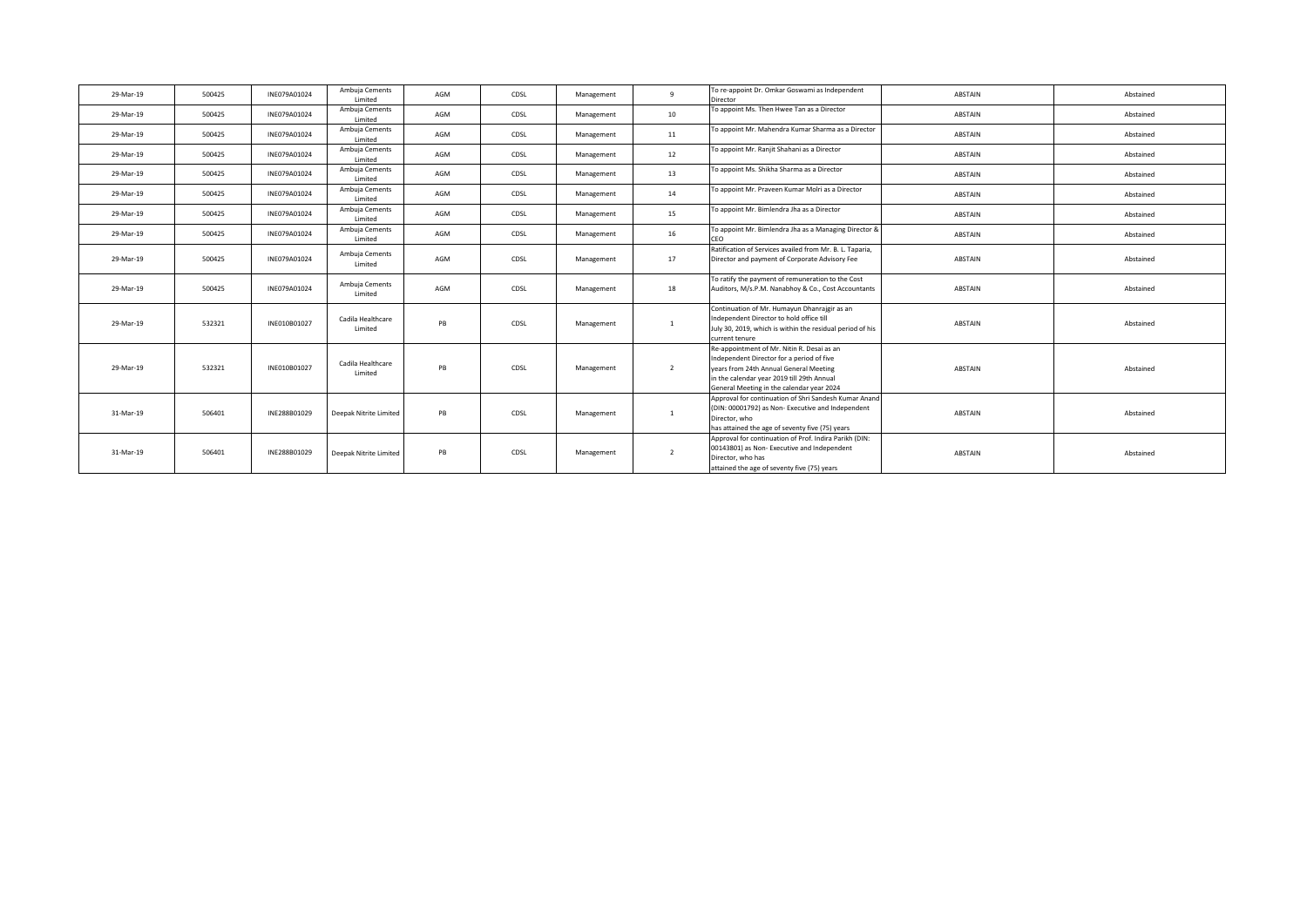| | | | | | | | | | | |
|---|---|---|---|---|---|---|---|---|---|---|
| 29-Mar-19 | 500425 | INE079A01024 | Ambuja Cements Limited | AGM | CDSL | Management | 9 | To re-appoint Dr. Omkar Goswami as Independent Director | ABSTAIN | Abstained |
| 29-Mar-19 | 500425 | INE079A01024 | Ambuja Cements Limited | AGM | CDSL | Management | 10 | To appoint Ms. Then Hwee Tan as a Director | ABSTAIN | Abstained |
| 29-Mar-19 | 500425 | INE079A01024 | Ambuja Cements Limited | AGM | CDSL | Management | 11 | To appoint Mr. Mahendra Kumar Sharma as a Director | ABSTAIN | Abstained |
| 29-Mar-19 | 500425 | INE079A01024 | Ambuja Cements Limited | AGM | CDSL | Management | 12 | To appoint Mr. Ranjit Shahani as a Director | ABSTAIN | Abstained |
| 29-Mar-19 | 500425 | INE079A01024 | Ambuja Cements Limited | AGM | CDSL | Management | 13 | To appoint Ms. Shikha Sharma as a Director | ABSTAIN | Abstained |
| 29-Mar-19 | 500425 | INE079A01024 | Ambuja Cements Limited | AGM | CDSL | Management | 14 | To appoint Mr. Praveen Kumar Molri as a Director | ABSTAIN | Abstained |
| 29-Mar-19 | 500425 | INE079A01024 | Ambuja Cements Limited | AGM | CDSL | Management | 15 | To appoint Mr. Bimlendra Jha as a Director | ABSTAIN | Abstained |
| 29-Mar-19 | 500425 | INE079A01024 | Ambuja Cements Limited | AGM | CDSL | Management | 16 | To appoint Mr. Bimlendra Jha as a Managing Director & CEO | ABSTAIN | Abstained |
| 29-Mar-19 | 500425 | INE079A01024 | Ambuja Cements Limited | AGM | CDSL | Management | 17 | Ratification of Services availed from Mr. B. L. Taparia, Director and payment of Corporate Advisory Fee | ABSTAIN | Abstained |
| 29-Mar-19 | 500425 | INE079A01024 | Ambuja Cements Limited | AGM | CDSL | Management | 18 | To ratify the payment of remuneration to the Cost Auditors, M/s.P.M. Nanabhoy & Co., Cost Accountants | ABSTAIN | Abstained |
| 29-Mar-19 | 532321 | INE010B01027 | Cadila Healthcare Limited | PB | CDSL | Management | 1 | Continuation of Mr. Humayun Dhanrajgir as an Independent Director to hold office till July 30, 2019, which is within the residual period of his current tenure | ABSTAIN | Abstained |
| 29-Mar-19 | 532321 | INE010B01027 | Cadila Healthcare Limited | PB | CDSL | Management | 2 | Re-appointment of Mr. Nitin R. Desai as an Independent Director for a period of five years from 24th Annual General Meeting in the calendar year 2019 till 29th Annual General Meeting in the calendar year 2024 | ABSTAIN | Abstained |
| 31-Mar-19 | 506401 | INE288B01029 | Deepak Nitrite Limited | PB | CDSL | Management | 1 | Approval for continuation of Shri Sandesh Kumar Anand (DIN: 00001792) as Non- Executive and Independent Director, who has attained the age of seventy five (75) years | ABSTAIN | Abstained |
| 31-Mar-19 | 506401 | INE288B01029 | Deepak Nitrite Limited | PB | CDSL | Management | 2 | Approval for continuation of Prof. Indira Parikh (DIN: 00143801) as Non- Executive and Independent Director, who has attained the age of seventy five (75) years | ABSTAIN | Abstained |